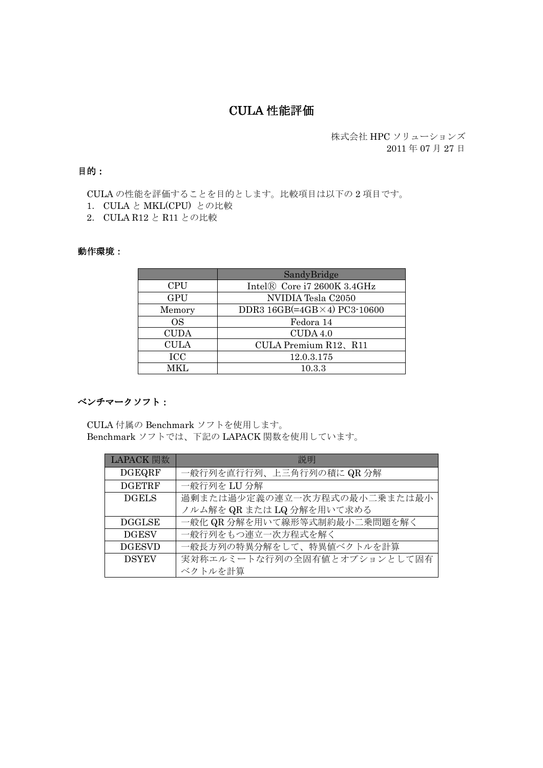# CULA 性能評価

株式会社 HPC ソリューションズ
2011 年 07 月 27 日

**目的：**

CULA の性能を評価することを目的とします。比較項目は以下の 2 項目です。

1. CULA と MKL(CPU) との比較
2. CULA R12 と R11 との比較

**動作環境：**

| | SandyBridge |
|---|---|
| CPU | Intel® Core i7 2600K 3.4GHz |
| GPU | NVIDIA Tesla C2050 |
| Memory | DDR3 16GB(=4GB×4) PC3-10600 |
| OS | Fedora 14 |
| CUDA | CUDA 4.0 |
| CULA | CULA Premium R12、R11 |
| ICC | 12.0.3.175 |
| MKL | 10.3.3 |

**ベンチマークソフト：**

CULA 付属の Benchmark ソフトを使用します。
Benchmark ソフトでは、下記の LAPACK 関数を使用しています。

| LAPACK 関数 | 説明 |
|---|---|
| DGEQRF | 一般行列を直行行列、上三角行列の積に QR 分解 |
| DGETRF | 一般行列を LU 分解 |
| DGELS | 過剰または過少定義の連立一次方程式の最小二乗または最小ノルム解を QR または LQ 分解を用いて求める |
| DGGLSE | 一般化 QR 分解を用いて線形等式制約最小二乗問題を解く |
| DGESV | 一般行列をもつ連立一次方程式を解く |
| DGESVD | 一般長方列の特異分解をして、特異値ベクトルを計算 |
| DSYEV | 実対称エルミートな行列の全固有値とオプションとして固有ベクトルを計算 |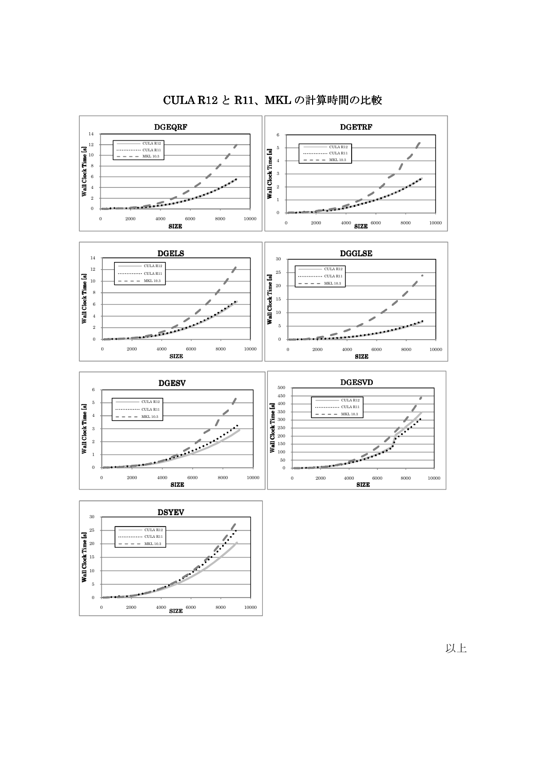# CULA R12 と R11、MKL の計算時間の比較

DGEQRF

Wall Clock Time [s]

14
12
10
8
6
4
2
0

0 2000 4000 6000 8000 10000

SIZE

CULA R12
CULA R11
MKL 10.3

DGETRF

Wall Clock Time [s]

6
5
4
3
2
1
0

0 2000 4000 6000 8000 10000

SIZE

CULA R12
CULA R11
MKL 10.3

DGELS

Wall Clock Time [s]

14
12
10
8
6
4
2
0

0 2000 4000 6000 8000 10000

SIZE

CULA R12
CULA R11
MKL 10.3

DGGLSE

Wall Clock Time [s]

30
25
20
15
10
5
0

0 2000 4000 6000 8000 10000

SIZE

CULA R12
CULA R11
MKL 10.3

DGESV

Wall Clock Time [s]

6
5
4
3
2
1
0

0 2000 4000 6000 8000 10000

SIZE

CULA R12
CULA R11
MKL 10.3

DGESVD

Wall Clock Time [s]

500
450
400
350
300
250
200
150
100
50
0

0 2000 4000 6000 8000 10000

SIZE

CULA R12
CULA R11
MKL 10.3

DSYEV

Wall Clock Time [s]

30
25
20
15
10
5
0

0 2000 4000 6000 8000 10000

SIZE

CULA R12
CULA R11
MKL 10.3

以上